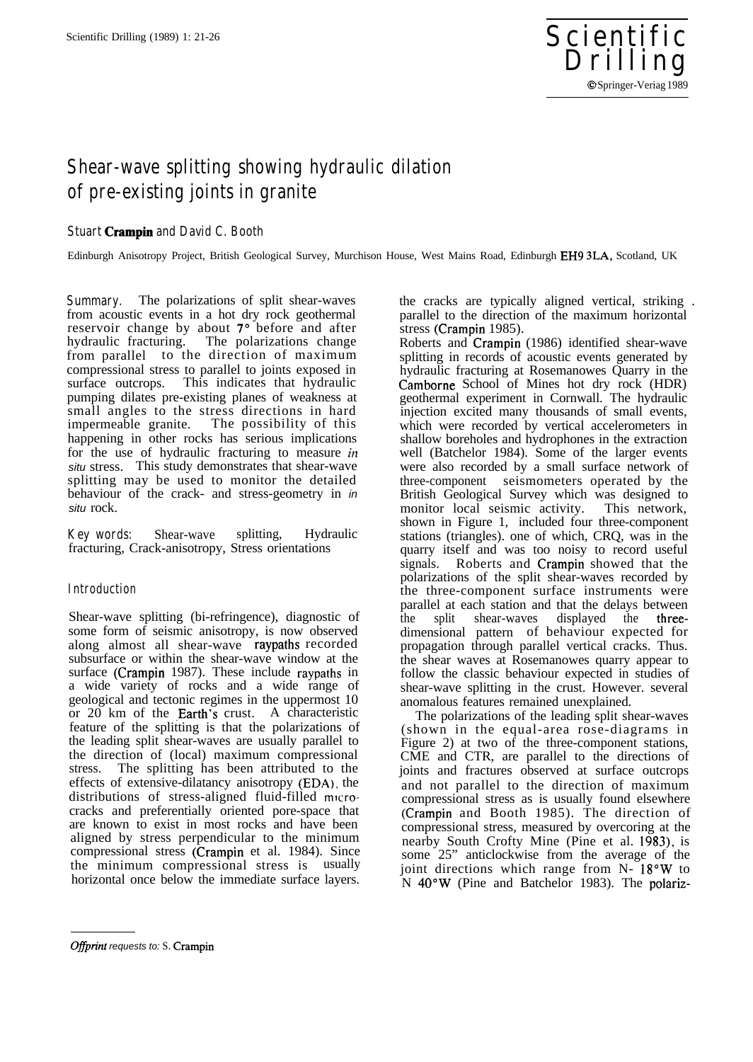# Shear-wave splitting showing hydraulic dilation of pre-existing joints in granite

Stuart **Crampin** and David C. Booth

Edinburgh Anisotropy Project, British Geological Survey, Murchison House, West Mains Road, Edinburgh EH9 3LA, Scotland, UK

**Summary.** The polarizations of split shear-waves from acoustic events in a hot dry rock geothermal reservoir change by about 7° before and after hydraulic fracturing. The polarizations change from parallel to the direction of maximum compressional stress to parallel to joints exposed in surface outcrops. This indicates that hydraulic pumping dilates pre-existing planes of weakness at small angles to the stress directions in hard impermeable granite. The possibility of this happening in other rocks has serious implications for the use of hydraulic fracturing to measure *in situ* stress. This study demonstrates that shear-wave splitting may be used to monitor the detailed behaviour of the crack- and stress-geometry in *in situ* rock.

**Key words:** Shear-wave splitting, Hydraulic fracturing, Crack-anisotropy, Stress orientations

## Introduction

Shear-wave splitting (bi-refringence), diagnostic of some form of seismic anisotropy, is now observed along almost all shear-wave raypaths recorded subsurface or within the shear-wave window at the surface (Crampin 1987). These include raypaths in a wide variety of rocks and a wide range of geological and tectonic regimes in the uppermost 10 or 20 km of the Earth's crust. A characteristic feature of the splitting is that the polarizations of the leading split shear-waves are usually parallel to the direction of (local) maximum compressional stress. The splitting has been attributed to the effects of extensive-dilatancy anisotropy (EDA), the distributions of stress-aligned fluid-filled micro-cracks and preferentially oriented pore-space that are known to exist in most rocks and have been aligned by stress perpendicular to the minimum compressional stress (Crampin et al. 1984). Since the minimum compressional stress is usually horizontal once below the immediate surface layers. the cracks are typically aligned vertical, striking parallel to the direction of the maximum horizontal stress (Crampin 1985).

Roberts and Crampin (1986) identified shear-wave splitting in records of acoustic events generated by hydraulic fracturing at Rosemanowes Quarry in the Camborne School of Mines hot dry rock (HDR) geothermal experiment in Cornwall. The hydraulic injection excited many thousands of small events, which were recorded by vertical accelerometers in shallow boreholes and hydrophones in the extraction well (Batchelor 1984). Some of the larger events were also recorded by a small surface network of three-component seismometers operated by the British Geological Survey which was designed to monitor local seismic activity. This network, shown in Figure 1, included four three-component stations (triangles). one of which, CRQ, was in the quarry itself and was too noisy to record useful signals. Roberts and Crampin showed that the polarizations of the split shear-waves recorded by the three-component surface instruments were parallel at each station and that the delays between the split shear-waves displayed the three-dimensional pattern of behaviour expected for propagation through parallel vertical cracks. Thus. the shear waves at Rosemanowes quarry appear to follow the classic behaviour expected in studies of shear-wave splitting in the crust. However. several anomalous features remained unexplained.

The polarizations of the leading split shear-waves (shown in the equal-area rose-diagrams in Figure 2) at two of the three-component stations, CME and CTR, are parallel to the directions of joints and fractures observed at surface outcrops and not parallel to the direction of maximum compressional stress as is usually found elsewhere (Crampin and Booth 1985). The direction of compressional stress, measured by overcoring at the nearby South Crofty Mine (Pine et al. 1983), is some 25° anticlockwise from the average of the joint directions which range from N-18°W to N 40°W (Pine and Batchelor 1983). The polariz-

---

*Offprint requests to:* S. Crampin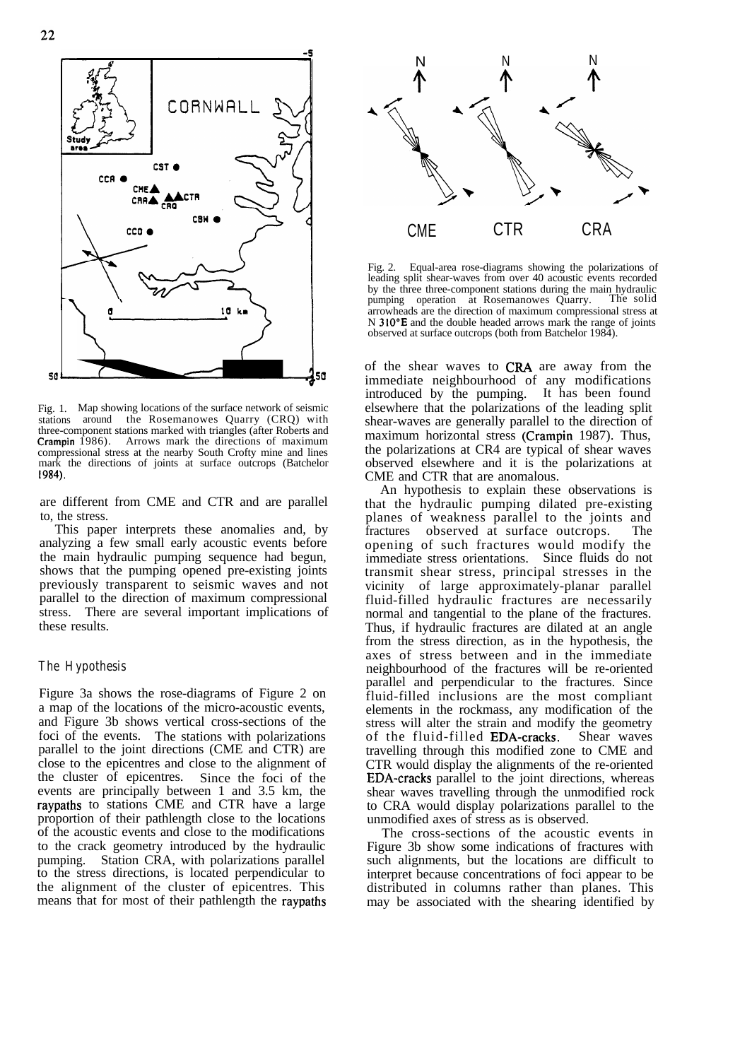Fig. 1. Map showing locations of the surface network of seismic stations around the Rosemanowes Quarry (CRQ) with three-component stations marked with triangles (after Roberts and Crampin 1986). Arrows mark the directions of maximum compressional stress at the nearby South Crofty mine and lines mark the directions of joints at surface outcrops (Batchelor 1984).

are different from CME and CTR and are parallel to, the stress.

This paper interprets these anomalies and, by analyzing a few small early acoustic events before the main hydraulic pumping sequence had begun, shows that the pumping opened pre-existing joints previously transparent to seismic waves and not parallel to the direction of maximum compressional stress. There are several important implications of these results.

## The Hypothesis

Figure 3a shows the rose-diagrams of Figure 2 on a map of the locations of the micro-acoustic events, and Figure 3b shows vertical cross-sections of the foci of the events. The stations with polarizations parallel to the joint directions (CME and CTR) are close to the epicentres and close to the alignment of the cluster of epicentres. Since the foci of the events are principally between 1 and 3.5 km, the raypaths to stations CME and CTR have a large proportion of their pathlength close to the locations of the acoustic events and close to the modifications to the crack geometry introduced by the hydraulic pumping. Station CRA, with polarizations parallel to the stress directions, is located perpendicular to the alignment of the cluster of epicentres. This means that for most of their pathlength the raypaths

Fig. 2. Equal-area rose-diagrams showing the polarizations of leading split shear-waves from over 40 acoustic events recorded by the three three-component stations during the main hydraulic pumping operation at Rosemanowes Quarry. The solid arrowheads are the direction of maximum compressional stress at N 310°E and the double headed arrows mark the range of joints observed at surface outcrops (both from Batchelor 1984).

of the shear waves to CRA are away from the immediate neighbourhood of any modifications introduced by the pumping. It has been found elsewhere that the polarizations of the leading split shear-waves are generally parallel to the direction of maximum horizontal stress (Crampin 1987). Thus, the polarizations at CR4 are typical of shear waves observed elsewhere and it is the polarizations at CME and CTR that are anomalous.

An hypothesis to explain these observations is that the hydraulic pumping dilated pre-existing planes of weakness parallel to the joints and fractures observed at surface outcrops. The opening of such fractures would modify the immediate stress orientations. Since fluids do not transmit shear stress, principal stresses in the vicinity of large approximately-planar parallel fluid-filled hydraulic fractures are necessarily normal and tangential to the plane of the fractures. Thus, if hydraulic fractures are dilated at an angle from the stress direction, as in the hypothesis, the axes of stress between and in the immediate neighbourhood of the fractures will be re-oriented parallel and perpendicular to the fractures. Since fluid-filled inclusions are the most compliant elements in the rockmass, any modification of the stress will alter the strain and modify the geometry of the fluid-filled EDA-cracks. Shear waves travelling through this modified zone to CME and CTR would display the alignments of the re-oriented EDA-cracks parallel to the joint directions, whereas shear waves travelling through the unmodified rock to CRA would display polarizations parallel to the unmodified axes of stress as is observed.

The cross-sections of the acoustic events in Figure 3b show some indications of fractures with such alignments, but the locations are difficult to interpret because concentrations of foci appear to be distributed in columns rather than planes. This may be associated with the shearing identified by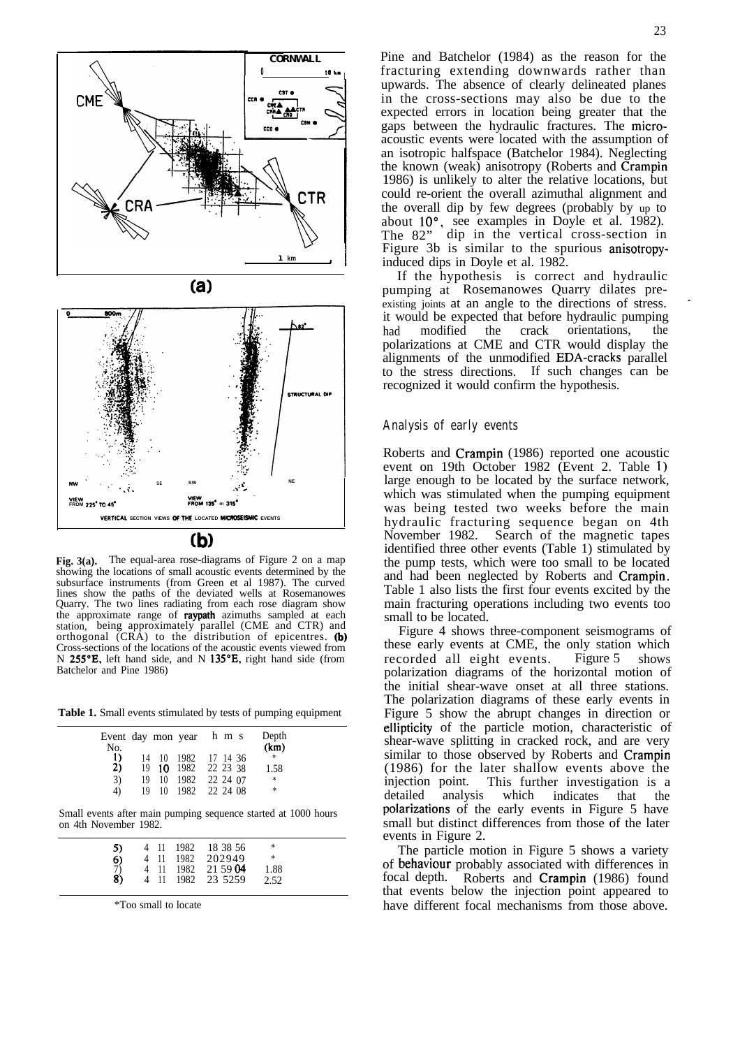**Fig. 3(a).** The equal-area rose-diagrams of Figure 2 on a map showing the locations of small acoustic events determined by the subsurface instruments (from Green et al 1987). The curved lines show the paths of the deviated wells at Rosemanowes Quarry. The two lines radiating from each rose diagram show the approximate range of raypath azimuths sampled at each station, being approximately parallel (CME and CTR) and orthogonal (CRA) to the distribution of epicentres. **(b)** Cross-sections of the locations of the acoustic events viewed from N 255°E, left hand side, and N 135°E, right hand side (from Batchelor and Pine 1986)

**Table 1.** Small events stimulated by tests of pumping equipment

| Event No. | day | mon | year | h m s | Depth (km) |
|---|---|---|---|---|---|
| 1) | 14 | 10 | 1982 | 17 14 36 | * |
| 2) | 19 | 10 | 1982 | 22 23 38 | 1.58 |
| 3) | 19 | 10 | 1982 | 22 24 07 | * |
| 4) | 19 | 10 | 1982 | 22 24 08 | * |

Small events after main pumping sequence started at 1000 hours on 4th November 1982.

| Event No. | day | mon | year | h m s | Depth (km) |
|---|---|---|---|---|---|
| 5) | 4 | 11 | 1982 | 18 38 56 | * |
| 6) | 4 | 11 | 1982 | 20 29 49 | * |
| 7) | 4 | 11 | 1982 | 21 59 04 | 1.88 |
| 8) | 4 | 11 | 1982 | 23 52 59 | 2.52 |

*Too small to locate

Pine and Batchelor (1984) as the reason for the fracturing extending downwards rather than upwards. The absence of clearly delineated planes in the cross-sections may also be due to the expected errors in location being greater that the gaps between the hydraulic fractures. The micro-acoustic events were located with the assumption of an isotropic halfspace (Batchelor 1984). Neglecting the known (weak) anisotropy (Roberts and Crampin 1986) is unlikely to alter the relative locations, but could re-orient the overall azimuthal alignment and the overall dip by few degrees (probably by up to about 10°, see examples in Doyle et al. 1982). The 82° dip in the vertical cross-section in Figure 3b is similar to the spurious anisotropy-induced dips in Doyle et al. 1982.

If the hypothesis is correct and hydraulic pumping at Rosemanowes Quarry dilates pre-existing joints at an angle to the directions of stress. it would be expected that before hydraulic pumping had modified the crack orientations, the polarizations at CME and CTR would display the alignments of the unmodified EDA-cracks parallel to the stress directions. If such changes can be recognized it would confirm the hypothesis.

## Analysis of early events

Roberts and Crampin (1986) reported one acoustic event on 19th October 1982 (Event 2. Table 1) large enough to be located by the surface network, which was stimulated when the pumping equipment was being tested two weeks before the main hydraulic fracturing sequence began on 4th November 1982. Search of the magnetic tapes identified three other events (Table 1) stimulated by the pump tests, which were too small to be located and had been neglected by Roberts and Crampin. Table 1 also lists the first four events excited by the main fracturing operations including two events too small to be located.

Figure 4 shows three-component seismograms of these early events at CME, the only station which recorded all eight events. Figure 5 shows polarization diagrams of the horizontal motion of the initial shear-wave onset at all three stations. The polarization diagrams of these early events in Figure 5 show the abrupt changes in direction or ellipticity of the particle motion, characteristic of shear-wave splitting in cracked rock, and are very similar to those observed by Roberts and Crampin (1986) for the later shallow events above the injection point. This further investigation is a detailed analysis which indicates that the polarizations of the early events in Figure 5 have small but distinct differences from those of the later events in Figure 2.

The particle motion in Figure 5 shows a variety of behaviour probably associated with differences in focal depth. Roberts and Crampin (1986) found that events below the injection point appeared to have different focal mechanisms from those above.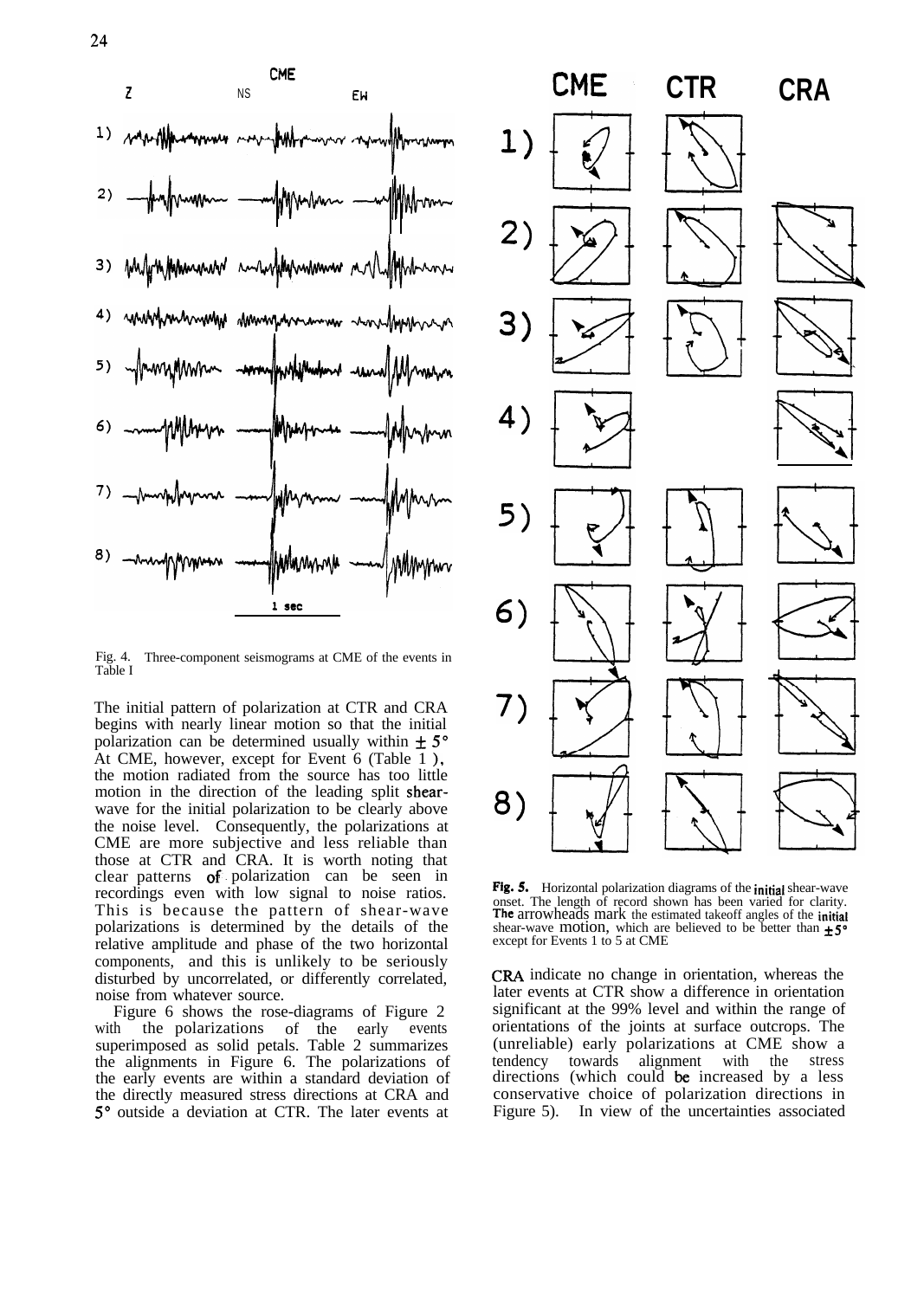Fig. 4. Three-component seismograms at CME of the events in Table I

Fig. 5. Horizontal polarization diagrams of the initial shear-wave onset. The length of record shown has been varied for clarity. The arrowheads mark the estimated takeoff angles of the initial shear-wave motion, which are believed to be better than ±5° except for Events 1 to 5 at CME

The initial pattern of polarization at CTR and CRA begins with nearly linear motion so that the initial polarization can be determined usually within ±5°. At CME, however, except for Event 6 (Table 1), the motion radiated from the source has too little motion in the direction of the leading split shear-wave for the initial polarization to be clearly above the noise level. Consequently, the polarizations at CME are more subjective and less reliable than those at CTR and CRA. It is worth noting that clear patterns of polarization can be seen in recordings even with low signal to noise ratios. This is because the pattern of shear-wave polarizations is determined by the details of the relative amplitude and phase of the two horizontal components, and this is unlikely to be seriously disturbed by uncorrelated, or differently correlated, noise from whatever source.

Figure 6 shows the rose-diagrams of Figure 2 with the polarizations of the early events superimposed as solid petals. Table 2 summarizes the alignments in Figure 6. The polarizations of the early events are within a standard deviation of the directly measured stress directions at CRA and 5° outside a deviation at CTR. The later events at CRA indicate no change in orientation, whereas the later events at CTR show a difference in orientation significant at the 99% level and within the range of orientations of the joints at surface outcrops. The (unreliable) early polarizations at CME show a tendency towards alignment with the stress directions (which could be increased by a less conservative choice of polarization directions in Figure 5). In view of the uncertainties associated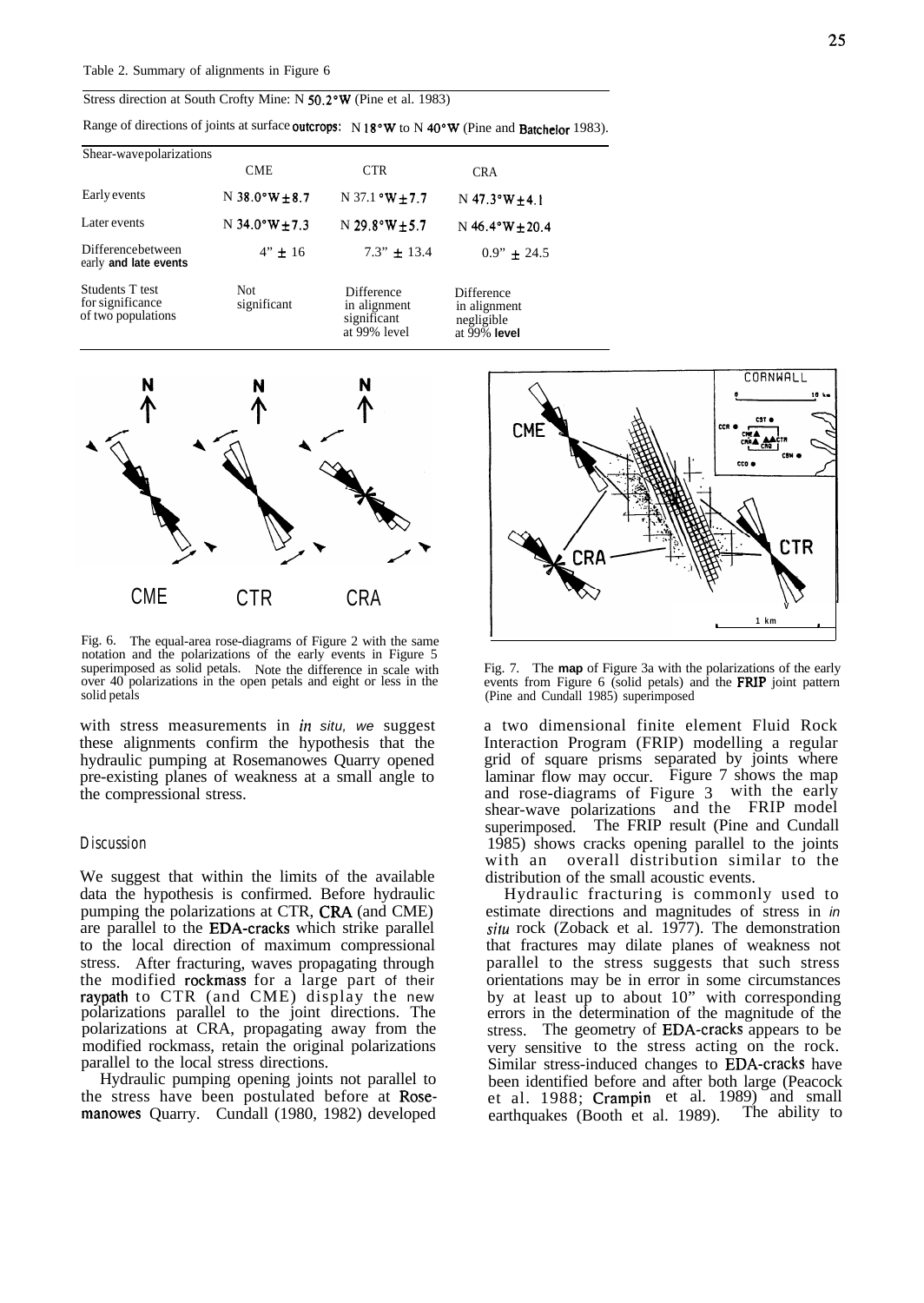Table 2. Summary of alignments in Figure 6

Stress direction at South Crofty Mine: N 50.2°W (Pine et al. 1983)

Range of directions of joints at surface outcrops: N 18°W to N 40°W (Pine and Batchelor 1983).

| Shear-wave polarizations | CME | CTR | CRA |
|---|---|---|---|
| Early events | N 38.0°W ± 8.7 | N 37.1°W ± 7.7 | N 47.3°W ± 4.1 |
| Later events | N 34.0°W ± 7.3 | N 29.8°W ± 5.7 | N 46.4°W ± 20.4 |
| Difference between early and late events | 4° ± 16 | 7.3° ± 13.4 | 0.9° ± 24.5 |
| Students T test for significance of two populations | Not significant | Difference in alignment significant at 99% level | Difference in alignment negligible at 99% level |

Fig. 6. The equal-area rose-diagrams of Figure 2 with the same notation and the polarizations of the early events in Figure 5 superimposed as solid petals. Note the difference in scale with over 40 polarizations in the open petals and eight or less in the solid petals

Fig. 7. The map of Figure 3a with the polarizations of the early events from Figure 6 (solid petals) and the FRIP joint pattern (Pine and Cundall 1985) superimposed

with stress measurements in *in situ*, we suggest these alignments confirm the hypothesis that the hydraulic pumping at Rosemanowes Quarry opened pre-existing planes of weakness at a small angle to the compressional stress.

## Discussion

We suggest that within the limits of the available data the hypothesis is confirmed. Before hydraulic pumping the polarizations at CTR, CRA (and CME) are parallel to the EDA-cracks which strike parallel to the local direction of maximum compressional stress. After fracturing, waves propagating through the modified rockmass for a large part of their raypath to CTR (and CME) display the new polarizations parallel to the joint directions. The polarizations at CRA, propagating away from the modified rockmass, retain the original polarizations parallel to the local stress directions.

Hydraulic pumping opening joints not parallel to the stress have been postulated before at Rosemanowes Quarry. Cundall (1980, 1982) developed a two dimensional finite element Fluid Rock Interaction Program (FRIP) modelling a regular grid of square prisms separated by joints where laminar flow may occur. Figure 7 shows the map and rose-diagrams of Figure 3 with the early shear-wave polarizations and the FRIP model superimposed. The FRIP result (Pine and Cundall 1985) shows cracks opening parallel to the joints with an overall distribution similar to the distribution of the small acoustic events.

Hydraulic fracturing is commonly used to estimate directions and magnitudes of stress in *in situ* rock (Zoback et al. 1977). The demonstration that fractures may dilate planes of weakness not parallel to the stress suggests that such stress orientations may be in error in some circumstances by at least up to about 10° with corresponding errors in the determination of the magnitude of the stress. The geometry of EDA-cracks appears to be very sensitive to the stress acting on the rock. Similar stress-induced changes to EDA-cracks have been identified before and after both large (Peacock et al. 1988; Crampin et al. 1989) and small earthquakes (Booth et al. 1989). The ability to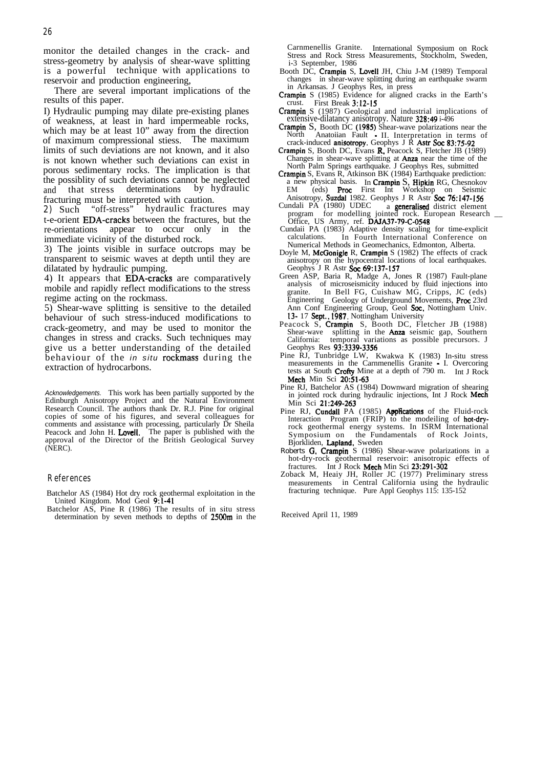monitor the detailed changes in the crack- and stress-geometry by analysis of shear-wave splitting is a powerful technique with applications to reservoir and production engineering,

There are several important implications of the results of this paper.

I) Hydraulic pumping may dilate pre-existing planes of weakness, at least in hard impermeable rocks, which may be at least 10" away from the direction of maximum compressional stiess. The maximum limits of such deviations are not known, and it also is not known whether such deviations can exist in porous sedimentary rocks. The implication is that the possiblity of such deviations cannot be neglected and that stress determinations by hydraulic fracturing must be interpreted with caution.

2) Such "off-stress" hydraulic fractures may t-e-orient EDA-cracks between the fractures, but the re-orientations appear to occur only in the immediate vicinity of the disturbed rock.

3) The joints visible in surface outcrops may be transparent to seismic waves at depth until they are dilatated by hydraulic pumping.

4) It appears that EDA-cracks are comparatively mobile and rapidly reflect modifications to the stress regime acting on the rockmass.

5) Shear-wave splitting is sensitive to the detailed behaviour of such stress-induced modifications to crack-geometry, and may be used to monitor the changes in stress and cracks. Such techniques may give us a better understanding of the detailed behaviour of the *in situ* rockmass during the extraction of hydrocarbons.

*Acknowledgements.* This work has been partially supported by the Edinburgh Anisotropy Project and the Natural Environment Research Council. The authors thank Dr. R.J. Pine for original copies of some of his figures, and several colleagues for comments and assistance with processing, particularly Dr Sheila Peacock and John H. Lovell. The paper is published with the approval of the Director of the British Geological Survey (NERC).

## References

Batchelor AS (1984) Hot dry rock geothermal exploitation in the United Kingdom. Mod Geol 9:1-41

Batchelor AS, Pine R (1986) The results of in situ stress determination by seven methods to depths of 2500m in the Carnmenellis Granite. International Symposium on Rock Stress and Rock Stress Measurements, Stockholm, Sweden, i-3 September, 1986

Booth DC, Crampin S, Lovell JH, Chiu J-M (1989) Temporal changes in shear-wave splitting during an earthquake swarm in Arkansas. J Geophys Res, in press

Crampin S (1985) Evidence for aligned cracks in the Earth's crust. First Break 3:12-15

Crampin S (1987) Geological and industrial implications of extensive-dilatancy anisotropy. Nature 328:49 i-496

Crampin S, Booth DC (1985) Shear-wave polarizations near the North Anatoiian Fault - II. Interpretation in terms of crack-induced anisotropy. Geophys J R Astr Soc 83:75-92

Crampin S, Booth DC, Evans R, Peacock S, Fletcher JB (1989) Changes in shear-wave splitting at Anza near the time of the North Palm Springs earthquake. J Geophys Res, submitted

Crampin S, Evans R, Atkinson BK (1984) Earthquake prediction: a new physical basis. In Crampin S, Hipkin RG, Chesnokov EM (eds) Proc First Int Workshop on Seismic Anisotropy, Suzdal 1982. Geophys J R Astr Soc 76:147-156

Cundali PA (1980) UDEC a generalised district element program for modelling jointed rock. European Research Office, US Army, ref. DAJA37-79-C-0548

Cundaii PA (1983) Adaptive density scaling for time-explicit calculations. In Fourth International Conference on Numerical Methods in Geomechanics, Edmonton, Alberta.

Doyle M, McGonigle R, Crampin S (1982) The effects of crack anisotropy on the hypocentral locations of local earthquakes. Geophys J R Astr Soc 69:137-157

Green ASP, Baria R, Madge A, Jones R (1987) Fault-plane analysis of microseismicity induced by fluid injections into granite. In Bell FG, Cuishaw MG, Cripps, JC (eds) Engineering Geology of Underground Movements, Proc 23rd Ann Conf Engineering Group, Geol Soc, Nottingham Univ. 13- 17 Sept., 1987. Nottingham University

Peacock S, Crampin S, Booth DC, Fletcher JB (1988) Shear-wave splitting in the Anza seismic gap, Southern California: temporal variations as possible precursors. J Geophys Res 93:3339-3356

Pine RJ, Tunbridge LW, Kwakwa K (1983) In-situ stress measurements in the Carnmenellis Granite - I. Overcoring tests at South Crofty Mine at a depth of 790 m. Int J Rock Mech Min Sci 20:51-63

Pine RJ, Batchelor AS (1984) Downward migration of shearing in jointed rock during hydraulic injections, Int J Rock Mech Min Sci 21:249-263

Pine RJ, Cundall PA (1985) Applications of the Fluid-rock Interaction Program (FRIP) to the modeiling of hot-dry-rock geothermal energy systems. In ISRM International Symposium on the Fundamentals of Rock Joints, Bjorkliden, Lapland, Sweden

Roberts G, Crampin S (1986) Shear-wave polarizations in a hot-dry-rock geothermal reservoir: anisotropic effects of fractures. Int J Rock Mech Min Sci 23:291-302

Zoback M, Heaiy JH, Roller JC (1977) Preliminary stress measurements in Central California using the hydraulic fracturing technique. Pure Appl Geophys 115: 135-152

Received April 11, 1989